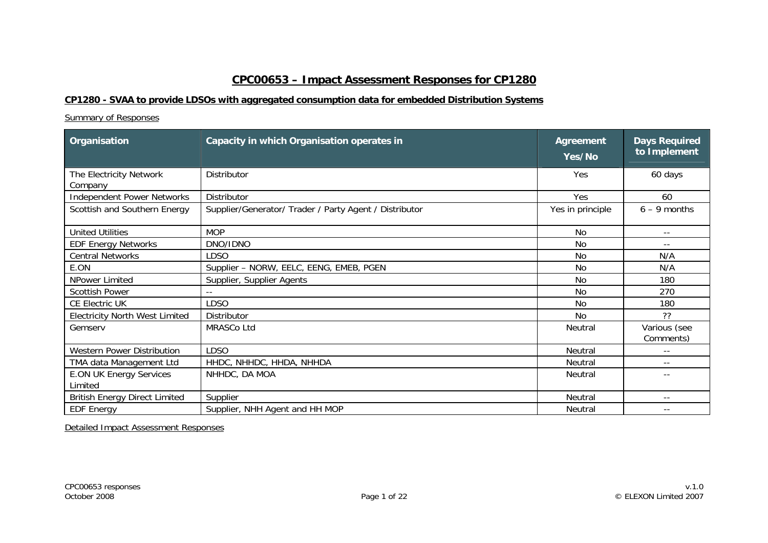# CPC00653 – Impact Assessment Responses for CP1280

## CP1280 - SVAA to provide LDSOs with aggregated consumption data for embedded Distribution Systems

Summary of Responses

| Organisation | Capacity in which Organisation operates in | Agreement Yes/No | Days Required to Implement |
|---|---|---|---|
| The Electricity Network Company | Distributor | Yes | 60 days |
| Independent Power Networks | Distributor | Yes | 60 |
| Scottish and Southern Energy | Supplier/Generator/ Trader / Party Agent / Distributor | Yes in principle | 6 – 9 months |
| United Utilities | MOP | No | -- |
| EDF Energy Networks | DNO/IDNO | No | -- |
| Central Networks | LDSO | No | N/A |
| E.ON | Supplier – NORW, EELC, EENG, EMEB, PGEN | No | N/A |
| NPower Limited | Supplier, Supplier Agents | No | 180 |
| Scottish Power | -- | No | 270 |
| CE Electric UK | LDSO | No | 180 |
| Electricity North West Limited | Distributor | No | ?? |
| Gemserv | MRASCo Ltd | Neutral | Various (see Comments) |
| Western Power Distribution | LDSO | Neutral | -- |
| TMA data Management Ltd | HHDC, NHHDC, HHDA, NHHDA | Neutral | -- |
| E.ON UK Energy Services Limited | NHHDC, DA MOA | Neutral | -- |
| British Energy Direct Limited | Supplier | Neutral | -- |
| EDF Energy | Supplier, NHH Agent and HH MOP | Neutral | -- |

Detailed Impact Assessment Responses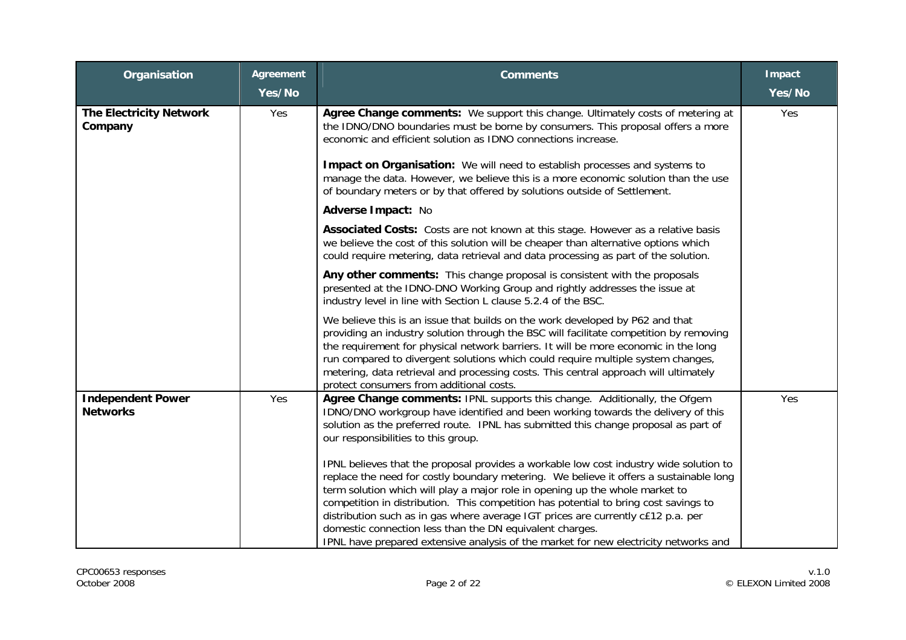| Organisation | Agreement Yes/No | Comments | Impact Yes/No |
|---|---|---|---|
| **The Electricity Network Company** | Yes | **Agree Change comments:** We support this change. Ultimately costs of metering at the IDNO/DNO boundaries must be borne by consumers. This proposal offers a more economic and efficient solution as IDNO connections increase.<br><br>**Impact on Organisation:** We will need to establish processes and systems to manage the data. However, we believe this is a more economic solution than the use of boundary meters or by that offered by solutions outside of Settlement.<br><br>**Adverse Impact:** No<br><br>**Associated Costs:** Costs are not known at this stage. However as a relative basis we believe the cost of this solution will be cheaper than alternative options which could require metering, data retrieval and data processing as part of the solution.<br><br>**Any other comments:** This change proposal is consistent with the proposals presented at the IDNO-DNO Working Group and rightly addresses the issue at industry level in line with Section L clause 5.2.4 of the BSC.<br><br>We believe this is an issue that builds on the work developed by P62 and that providing an industry solution through the BSC will facilitate competition by removing the requirement for physical network barriers. It will be more economic in the long run compared to divergent solutions which could require multiple system changes, metering, data retrieval and processing costs. This central approach will ultimately protect consumers from additional costs. | Yes |
| **Independent Power Networks** | Yes | **Agree Change comments:** IPNL supports this change. Additionally, the Ofgem IDNO/DNO workgroup have identified and been working towards the delivery of this solution as the preferred route. IPNL has submitted this change proposal as part of our responsibilities to this group.<br><br>IPNL believes that the proposal provides a workable low cost industry wide solution to replace the need for costly boundary metering. We believe it offers a sustainable long term solution which will play a major role in opening up the whole market to competition in distribution. This competition has potential to bring cost savings to distribution such as in gas where average IGT prices are currently c£12 p.a. per domestic connection less than the DN equivalent charges.<br>IPNL have prepared extensive analysis of the market for new electricity networks and | Yes |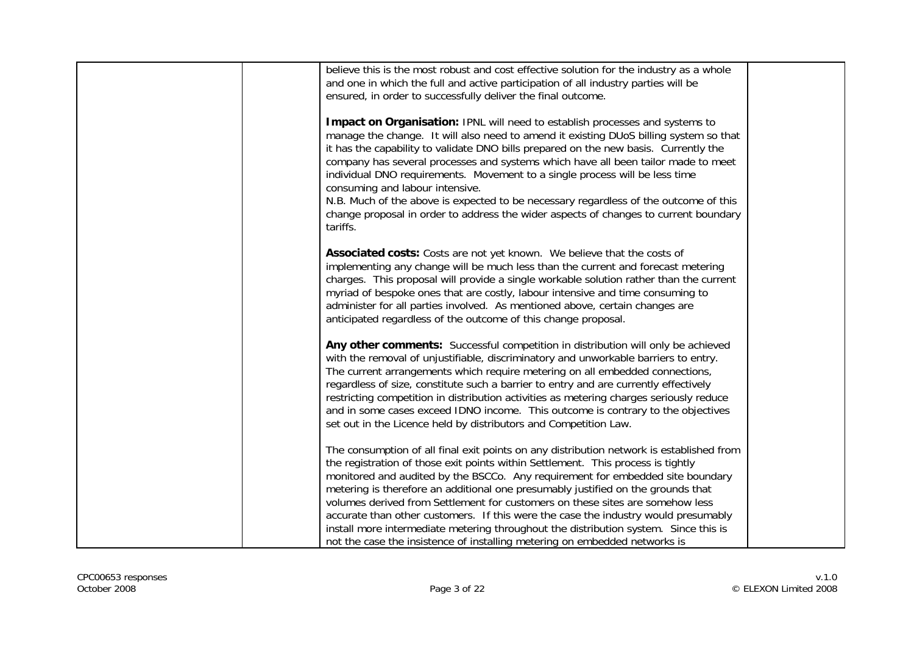| | | | |
|---|---|---|---|
| | | believe this is the most robust and cost effective solution for the industry as a whole and one in which the full and active participation of all industry parties will be ensured, in order to successfully deliver the final outcome.<br><br>**Impact on Organisation:** IPNL will need to establish processes and systems to manage the change. It will also need to amend it existing DUoS billing system so that it has the capability to validate DNO bills prepared on the new basis. Currently the company has several processes and systems which have all been tailor made to meet individual DNO requirements. Movement to a single process will be less time consuming and labour intensive.<br>N.B. Much of the above is expected to be necessary regardless of the outcome of this change proposal in order to address the wider aspects of changes to current boundary tariffs.<br><br>**Associated costs:** Costs are not yet known. We believe that the costs of implementing any change will be much less than the current and forecast metering charges. This proposal will provide a single workable solution rather than the current myriad of bespoke ones that are costly, labour intensive and time consuming to administer for all parties involved. As mentioned above, certain changes are anticipated regardless of the outcome of this change proposal.<br><br>**Any other comments:** Successful competition in distribution will only be achieved with the removal of unjustifiable, discriminatory and unworkable barriers to entry. The current arrangements which require metering on all embedded connections, regardless of size, constitute such a barrier to entry and are currently effectively restricting competition in distribution activities as metering charges seriously reduce and in some cases exceed IDNO income. This outcome is contrary to the objectives set out in the Licence held by distributors and Competition Law.<br><br>The consumption of all final exit points on any distribution network is established from the registration of those exit points within Settlement. This process is tightly monitored and audited by the BSCCo. Any requirement for embedded site boundary metering is therefore an additional one presumably justified on the grounds that volumes derived from Settlement for customers on these sites are somehow less accurate than other customers. If this were the case the industry would presumably install more intermediate metering throughout the distribution system. Since this is not the case the insistence of installing metering on embedded networks is | |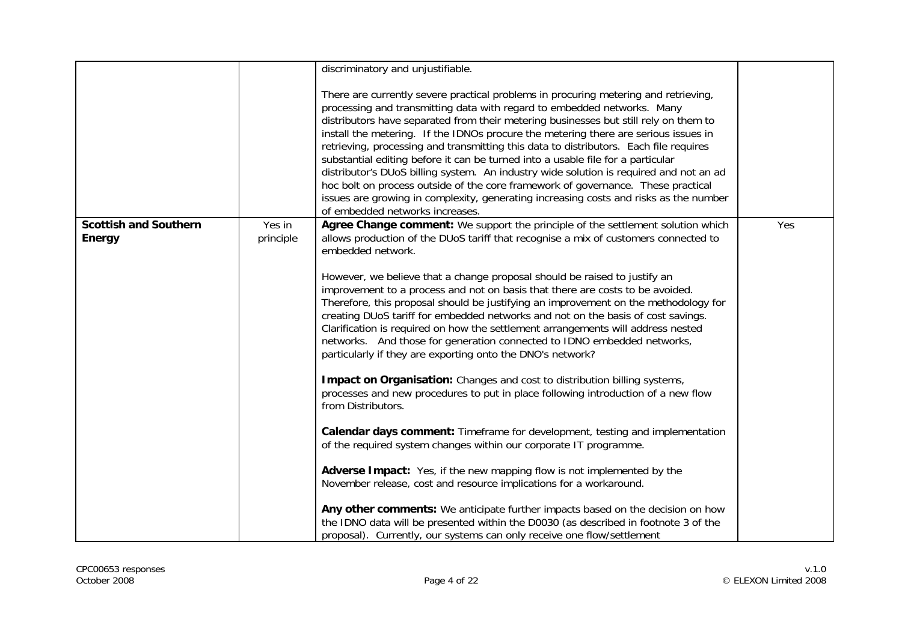| | | | |
|---|---|---|---|
| | | discriminatory and unjustifiable.<br><br>There are currently severe practical problems in procuring metering and retrieving, processing and transmitting data with regard to embedded networks. Many distributors have separated from their metering businesses but still rely on them to install the metering. If the IDNOs procure the metering there are serious issues in retrieving, processing and transmitting this data to distributors. Each file requires substantial editing before it can be turned into a usable file for a particular distributor's DUoS billing system. An industry wide solution is required and not an ad hoc bolt on process outside of the core framework of governance. These practical issues are growing in complexity, generating increasing costs and risks as the number of embedded networks increases. | |
| **Scottish and Southern Energy** | Yes in principle | **Agree Change comment:** We support the principle of the settlement solution which allows production of the DUoS tariff that recognise a mix of customers connected to embedded network.<br><br>However, we believe that a change proposal should be raised to justify an improvement to a process and not on basis that there are costs to be avoided. Therefore, this proposal should be justifying an improvement on the methodology for creating DUoS tariff for embedded networks and not on the basis of cost savings. Clarification is required on how the settlement arrangements will address nested networks. And those for generation connected to IDNO embedded networks, particularly if they are exporting onto the DNO's network?<br><br>**Impact on Organisation:** Changes and cost to distribution billing systems, processes and new procedures to put in place following introduction of a new flow from Distributors.<br><br>**Calendar days comment:** Timeframe for development, testing and implementation of the required system changes within our corporate IT programme.<br><br>**Adverse Impact:** Yes, if the new mapping flow is not implemented by the November release, cost and resource implications for a workaround.<br><br>**Any other comments:** We anticipate further impacts based on the decision on how the IDNO data will be presented within the D0030 (as described in footnote 3 of the proposal). Currently, our systems can only receive one flow/settlement | Yes |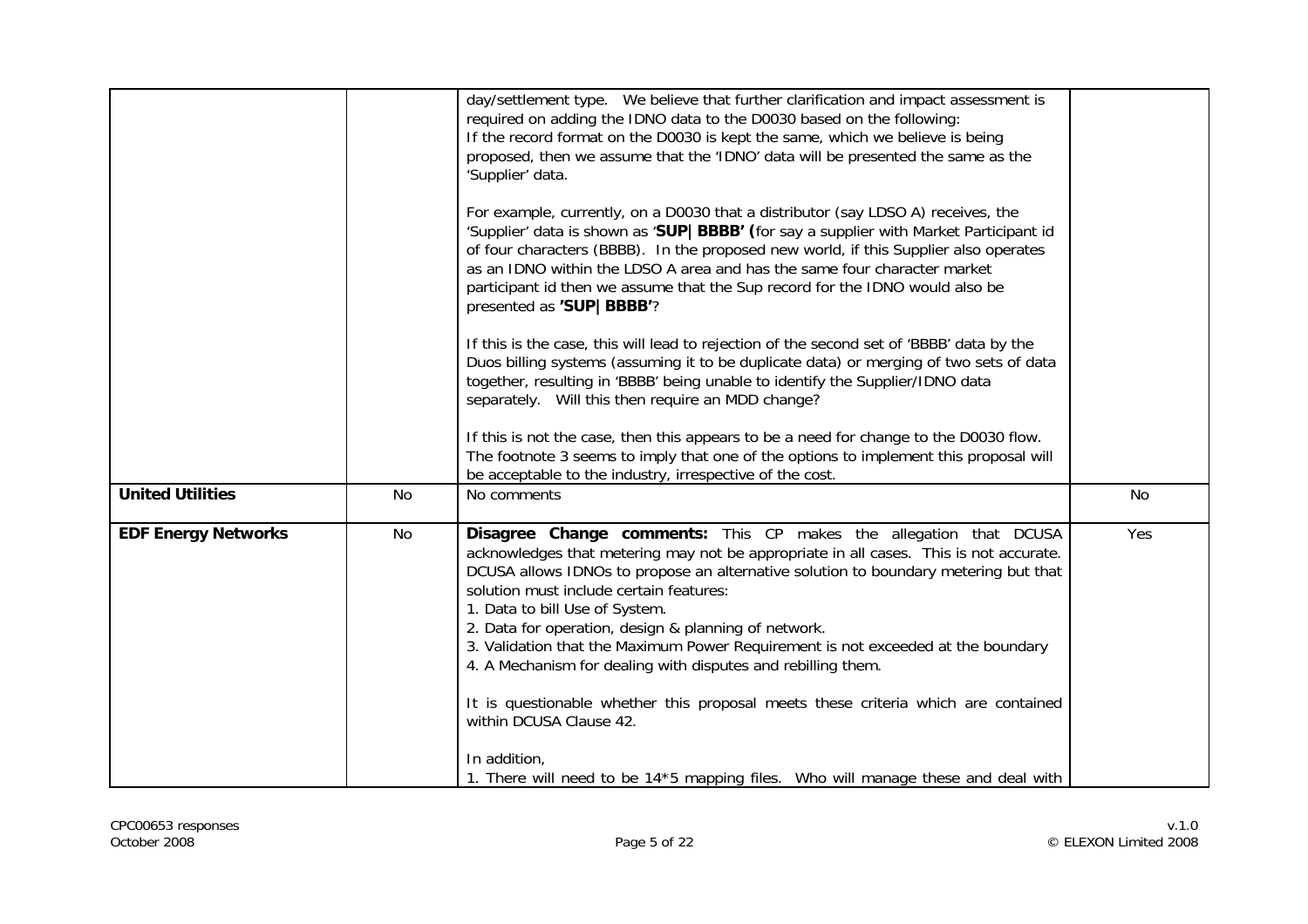| | | | |
|---|---|---|---|
| | | day/settlement type. We believe that further clarification and impact assessment is required on adding the IDNO data to the D0030 based on the following:<br>If the record format on the D0030 is kept the same, which we believe is being proposed, then we assume that the 'IDNO' data will be presented the same as the 'Supplier' data.<br><br>For example, currently, on a D0030 that a distributor (say LDSO A) receives, the 'Supplier' data is shown as '**SUP\| BBBB' (**for say a supplier with Market Participant id of four characters (BBBB). In the proposed new world, if this Supplier also operates as an IDNO within the LDSO A area and has the same four character market participant id then we assume that the Sup record for the IDNO would also be presented as **'SUP\| BBBB'**?<br><br>If this is the case, this will lead to rejection of the second set of 'BBBB' data by the Duos billing systems (assuming it to be duplicate data) or merging of two sets of data together, resulting in 'BBBB' being unable to identify the Supplier/IDNO data separately. Will this then require an MDD change?<br><br>If this is not the case, then this appears to be a need for change to the D0030 flow. The footnote 3 seems to imply that one of the options to implement this proposal will be acceptable to the industry, irrespective of the cost. | |
| **United Utilities** | No | No comments | No |
| **EDF Energy Networks** | No | **Disagree Change comments:** This CP makes the allegation that DCUSA acknowledges that metering may not be appropriate in all cases. This is not accurate. DCUSA allows IDNOs to propose an alternative solution to boundary metering but that solution must include certain features:<br>1. Data to bill Use of System.<br>2. Data for operation, design & planning of network.<br>3. Validation that the Maximum Power Requirement is not exceeded at the boundary<br>4. A Mechanism for dealing with disputes and rebilling them.<br><br>It is questionable whether this proposal meets these criteria which are contained within DCUSA Clause 42.<br><br>In addition,<br>1. There will need to be 14*5 mapping files. Who will manage these and deal with | Yes |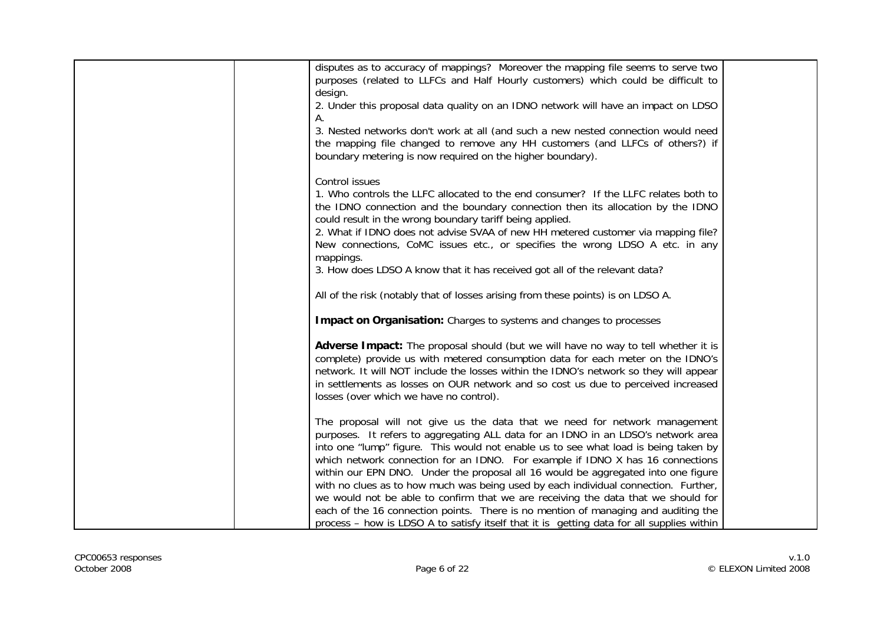| | | disputes as to accuracy of mappings? Moreover the mapping file seems to serve two purposes (related to LLFCs and Half Hourly customers) which could be difficult to design.<br>2. Under this proposal data quality on an IDNO network will have an impact on LDSO A.<br>3. Nested networks don't work at all (and such a new nested connection would need the mapping file changed to remove any HH customers (and LLFCs of others?) if boundary metering is now required on the higher boundary).<br><br>Control issues<br>1. Who controls the LLFC allocated to the end consumer? If the LLFC relates both to the IDNO connection and the boundary connection then its allocation by the IDNO could result in the wrong boundary tariff being applied.<br>2. What if IDNO does not advise SVAA of new HH metered customer via mapping file? New connections, CoMC issues etc., or specifies the wrong LDSO A etc. in any mappings.<br>3. How does LDSO A know that it has received got all of the relevant data?<br><br>All of the risk (notably that of losses arising from these points) is on LDSO A.<br><br>**Impact on Organisation:** Charges to systems and changes to processes<br><br>**Adverse Impact:** The proposal should (but we will have no way to tell whether it is complete) provide us with metered consumption data for each meter on the IDNO's network. It will NOT include the losses within the IDNO's network so they will appear in settlements as losses on OUR network and so cost us due to perceived increased losses (over which we have no control).<br><br>The proposal will not give us the data that we need for network management purposes. It refers to aggregating ALL data for an IDNO in an LDSO's network area into one "lump" figure. This would not enable us to see what load is being taken by which network connection for an IDNO. For example if IDNO X has 16 connections within our EPN DNO. Under the proposal all 16 would be aggregated into one figure with no clues as to how much was being used by each individual connection. Further, we would not be able to confirm that we are receiving the data that we should for each of the 16 connection points. There is no mention of managing and auditing the process – how is LDSO A to satisfy itself that it is getting data for all supplies within | |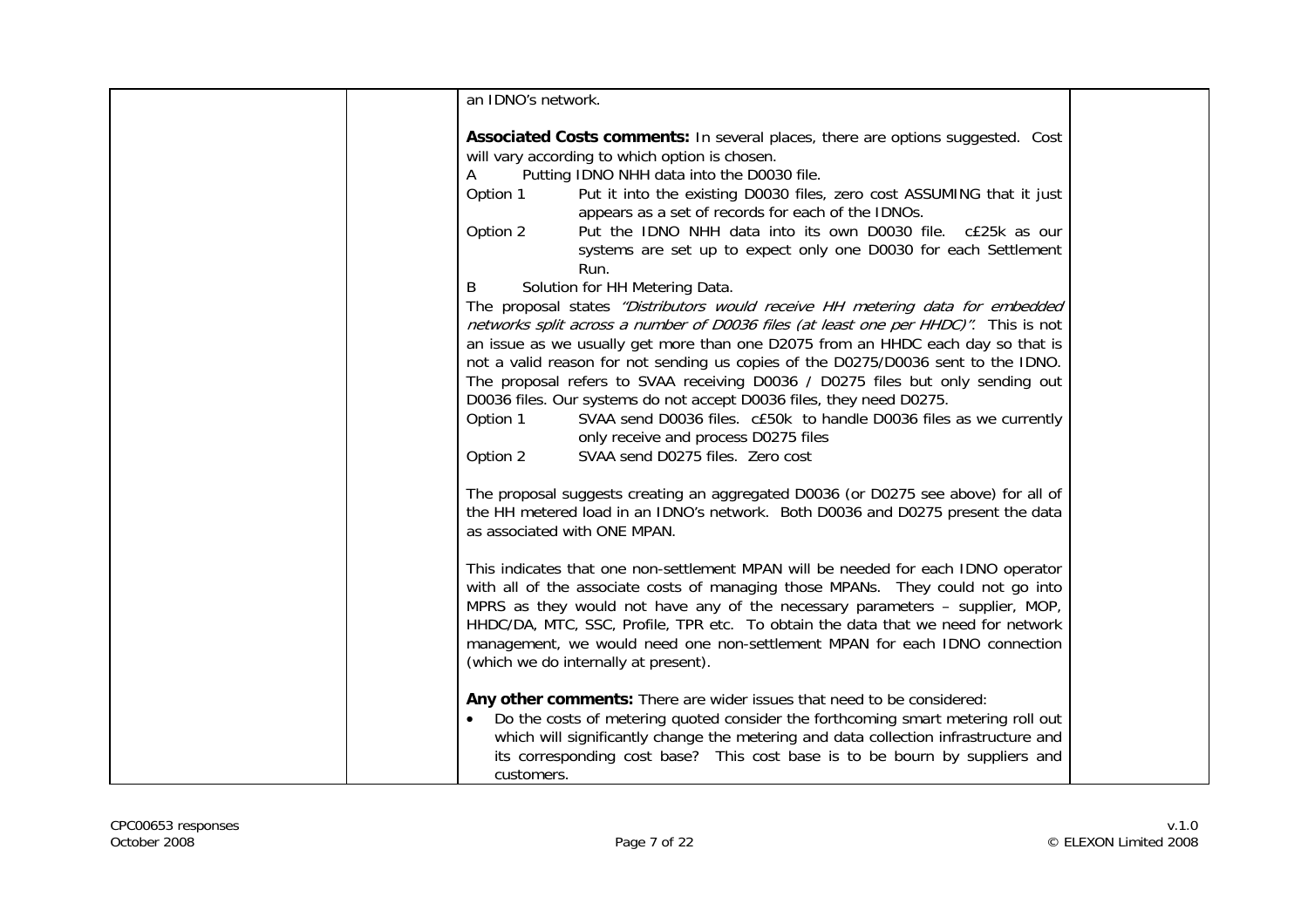| | | an IDNO's network.<br><br>**Associated Costs comments:** In several places, there are options suggested. Cost will vary according to which option is chosen.<br>A Putting IDNO NHH data into the D0030 file.<br>Option 1 Put it into the existing D0030 files, zero cost ASSUMING that it just appears as a set of records for each of the IDNOs.<br>Option 2 Put the IDNO NHH data into its own D0030 file. c£25k as our systems are set up to expect only one D0030 for each Settlement Run.<br>B Solution for HH Metering Data.<br>The proposal states *"Distributors would receive HH metering data for embedded networks split across a number of D0036 files (at least one per HHDC)".* This is not an issue as we usually get more than one D2075 from an HHDC each day so that is not a valid reason for not sending us copies of the D0275/D0036 sent to the IDNO. The proposal refers to SVAA receiving D0036 / D0275 files but only sending out D0036 files. Our systems do not accept D0036 files, they need D0275.<br>Option 1 SVAA send D0036 files. c£50k to handle D0036 files as we currently only receive and process D0275 files<br>Option 2 SVAA send D0275 files. Zero cost<br><br>The proposal suggests creating an aggregated D0036 (or D0275 see above) for all of the HH metered load in an IDNO's network. Both D0036 and D0275 present the data as associated with ONE MPAN.<br><br>This indicates that one non-settlement MPAN will be needed for each IDNO operator with all of the associate costs of managing those MPANs. They could not go into MPRS as they would not have any of the necessary parameters – supplier, MOP, HHDC/DA, MTC, SSC, Profile, TPR etc. To obtain the data that we need for network management, we would need one non-settlement MPAN for each IDNO connection (which we do internally at present).<br><br>**Any other comments:** There are wider issues that need to be considered:<br>• Do the costs of metering quoted consider the forthcoming smart metering roll out which will significantly change the metering and data collection infrastructure and its corresponding cost base? This cost base is to be bourn by suppliers and customers. | |
|---|---|---|---|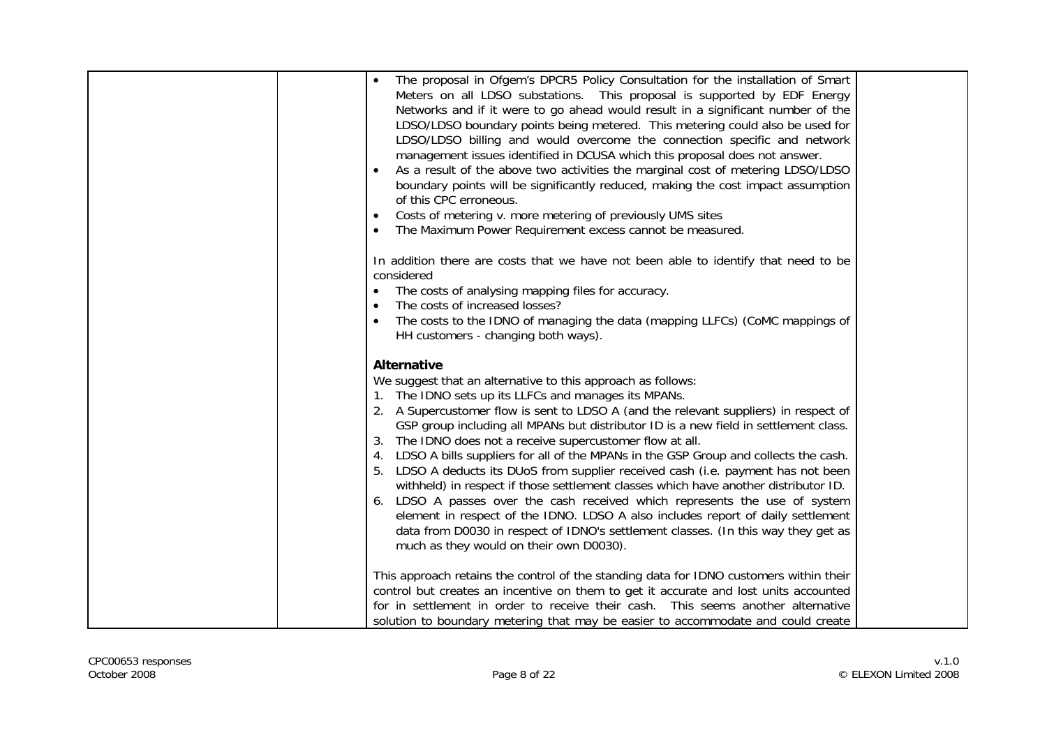| | | | |
|---|---|---|---|
| | | • The proposal in Ofgem's DPCR5 Policy Consultation for the installation of Smart Meters on all LDSO substations. This proposal is supported by EDF Energy Networks and if it were to go ahead would result in a significant number of the LDSO/LDSO boundary points being metered. This metering could also be used for LDSO/LDSO billing and would overcome the connection specific and network management issues identified in DCUSA which this proposal does not answer.<br>• As a result of the above two activities the marginal cost of metering LDSO/LDSO boundary points will be significantly reduced, making the cost impact assumption of this CPC erroneous.<br>• Costs of metering v. more metering of previously UMS sites<br>• The Maximum Power Requirement excess cannot be measured.<br><br>In addition there are costs that we have not been able to identify that need to be considered<br>• The costs of analysing mapping files for accuracy.<br>• The costs of increased losses?<br>• The costs to the IDNO of managing the data (mapping LLFCs) (CoMC mappings of HH customers - changing both ways).<br><br>**Alternative**<br>We suggest that an alternative to this approach as follows:<br>1. The IDNO sets up its LLFCs and manages its MPANs.<br>2. A Supercustomer flow is sent to LDSO A (and the relevant suppliers) in respect of GSP group including all MPANs but distributor ID is a new field in settlement class.<br>3. The IDNO does not a receive supercustomer flow at all.<br>4. LDSO A bills suppliers for all of the MPANs in the GSP Group and collects the cash.<br>5. LDSO A deducts its DUoS from supplier received cash (i.e. payment has not been withheld) in respect if those settlement classes which have another distributor ID.<br>6. LDSO A passes over the cash received which represents the use of system element in respect of the IDNO. LDSO A also includes report of daily settlement data from D0030 in respect of IDNO's settlement classes. (In this way they get as much as they would on their own D0030).<br><br>This approach retains the control of the standing data for IDNO customers within their control but creates an incentive on them to get it accurate and lost units accounted for in settlement in order to receive their cash. This seems another alternative solution to boundary metering that may be easier to accommodate and could create | |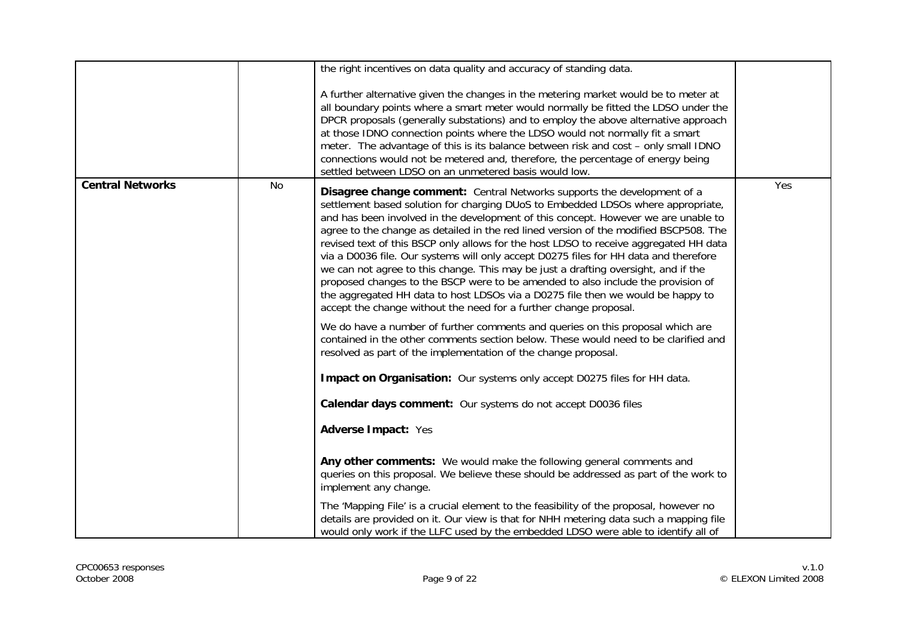| | | | |
|---|---|---|---|
| | | the right incentives on data quality and accuracy of standing data.<br><br>A further alternative given the changes in the metering market would be to meter at all boundary points where a smart meter would normally be fitted the LDSO under the DPCR proposals (generally substations) and to employ the above alternative approach at those IDNO connection points where the LDSO would not normally fit a smart meter. The advantage of this is its balance between risk and cost – only small IDNO connections would not be metered and, therefore, the percentage of energy being settled between LDSO on an unmetered basis would low. | |
| **Central Networks** | No | **Disagree change comment:** Central Networks supports the development of a settlement based solution for charging DUoS to Embedded LDSOs where appropriate, and has been involved in the development of this concept. However we are unable to agree to the change as detailed in the red lined version of the modified BSCP508. The revised text of this BSCP only allows for the host LDSO to receive aggregated HH data via a D0036 file. Our systems will only accept D0275 files for HH data and therefore we can not agree to this change. This may be just a drafting oversight, and if the proposed changes to the BSCP were to be amended to also include the provision of the aggregated HH data to host LDSOs via a D0275 file then we would be happy to accept the change without the need for a further change proposal.<br><br>We do have a number of further comments and queries on this proposal which are contained in the other comments section below. These would need to be clarified and resolved as part of the implementation of the change proposal.<br><br>**Impact on Organisation:** Our systems only accept D0275 files for HH data.<br><br>**Calendar days comment:** Our systems do not accept D0036 files<br><br>**Adverse Impact:** Yes<br><br>**Any other comments:** We would make the following general comments and queries on this proposal. We believe these should be addressed as part of the work to implement any change.<br><br>The 'Mapping File' is a crucial element to the feasibility of the proposal, however no details are provided on it. Our view is that for NHH metering data such a mapping file would only work if the LLFC used by the embedded LDSO were able to identify all of | Yes |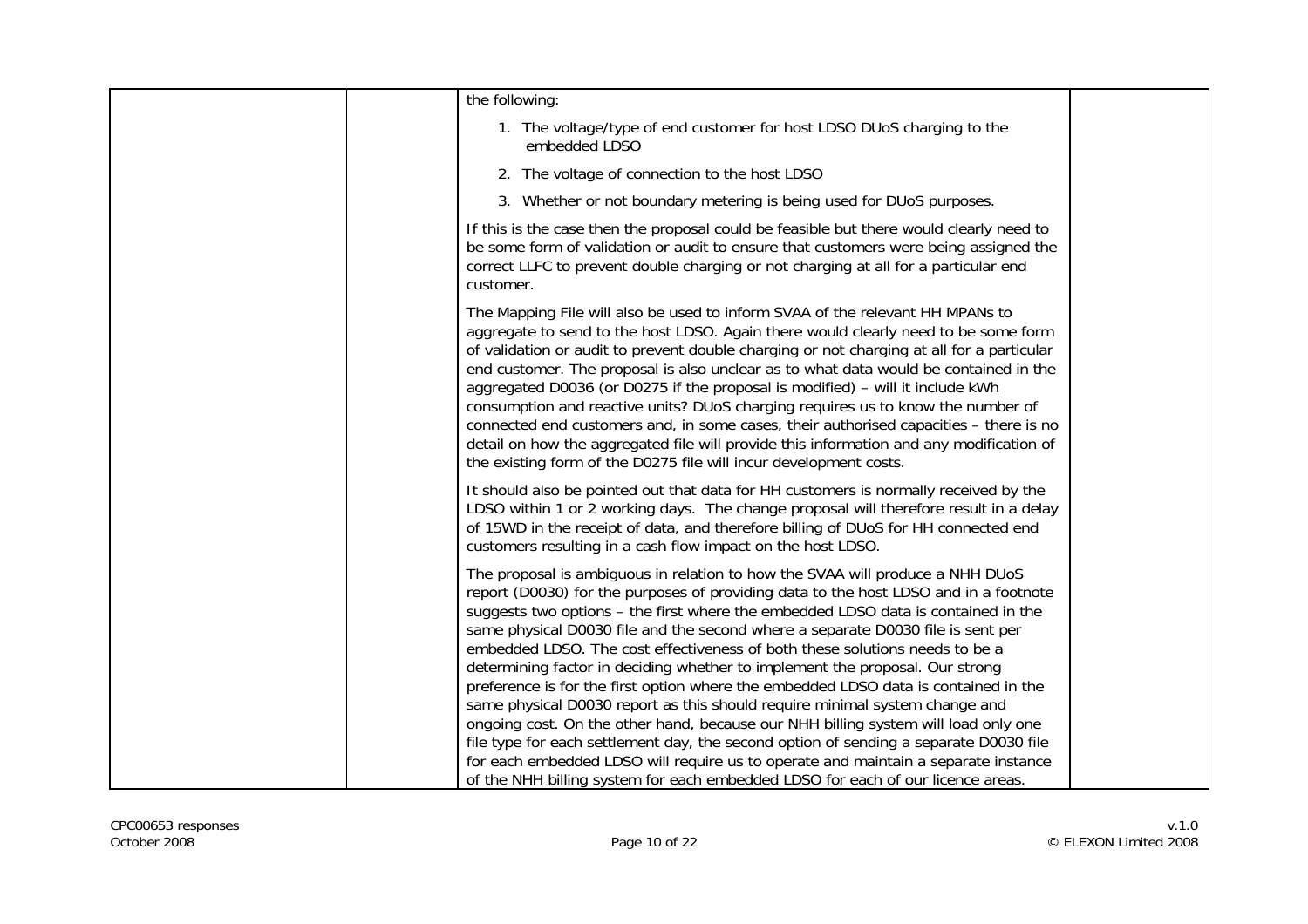| | | the following:<br><br>1. The voltage/type of end customer for host LDSO DUoS charging to the embedded LDSO<br>2. The voltage of connection to the host LDSO<br>3. Whether or not boundary metering is being used for DUoS purposes.<br><br>If this is the case then the proposal could be feasible but there would clearly need to be some form of validation or audit to ensure that customers were being assigned the correct LLFC to prevent double charging or not charging at all for a particular end customer.<br><br>The Mapping File will also be used to inform SVAA of the relevant HH MPANs to aggregate to send to the host LDSO. Again there would clearly need to be some form of validation or audit to prevent double charging or not charging at all for a particular end customer. The proposal is also unclear as to what data would be contained in the aggregated D0036 (or D0275 if the proposal is modified) – will it include kWh consumption and reactive units? DUoS charging requires us to know the number of connected end customers and, in some cases, their authorised capacities – there is no detail on how the aggregated file will provide this information and any modification of the existing form of the D0275 file will incur development costs.<br><br>It should also be pointed out that data for HH customers is normally received by the LDSO within 1 or 2 working days. The change proposal will therefore result in a delay of 15WD in the receipt of data, and therefore billing of DUoS for HH connected end customers resulting in a cash flow impact on the host LDSO.<br><br>The proposal is ambiguous in relation to how the SVAA will produce a NHH DUoS report (D0030) for the purposes of providing data to the host LDSO and in a footnote suggests two options – the first where the embedded LDSO data is contained in the same physical D0030 file and the second where a separate D0030 file is sent per embedded LDSO. The cost effectiveness of both these solutions needs to be a determining factor in deciding whether to implement the proposal. Our strong preference is for the first option where the embedded LDSO data is contained in the same physical D0030 report as this should require minimal system change and ongoing cost. On the other hand, because our NHH billing system will load only one file type for each settlement day, the second option of sending a separate D0030 file for each embedded LDSO will require us to operate and maintain a separate instance of the NHH billing system for each embedded LDSO for each of our licence areas. | |
|---|---|---|---|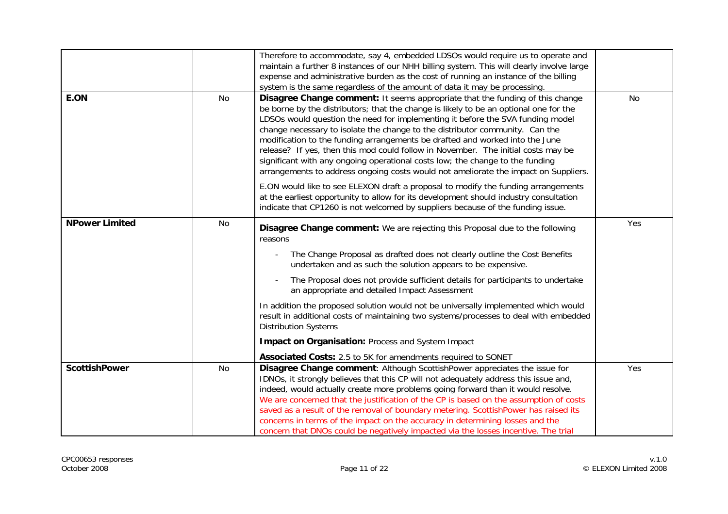| | | | |
|---|---|---|---|
| | | Therefore to accommodate, say 4, embedded LDSOs would require us to operate and maintain a further 8 instances of our NHH billing system. This will clearly involve large expense and administrative burden as the cost of running an instance of the billing system is the same regardless of the amount of data it may be processing. | |
| **E.ON** | No | **Disagree Change comment:** It seems appropriate that the funding of this change be borne by the distributors; that the change is likely to be an optional one for the LDSOs would question the need for implementing it before the SVA funding model change necessary to isolate the change to the distributor community. Can the modification to the funding arrangements be drafted and worked into the June release? If yes, then this mod could follow in November. The initial costs may be significant with any ongoing operational costs low; the change to the funding arrangements to address ongoing costs would not ameliorate the impact on Suppliers.<br><br>E.ON would like to see ELEXON draft a proposal to modify the funding arrangements at the earliest opportunity to allow for its development should industry consultation indicate that CP1260 is not welcomed by suppliers because of the funding issue. | No |
| **NPower Limited** | No | **Disagree Change comment:** We are rejecting this Proposal due to the following reasons<br><br>- The Change Proposal as drafted does not clearly outline the Cost Benefits undertaken and as such the solution appears to be expensive.<br>- The Proposal does not provide sufficient details for participants to undertake an appropriate and detailed Impact Assessment<br><br>In addition the proposed solution would not be universally implemented which would result in additional costs of maintaining two systems/processes to deal with embedded Distribution Systems<br><br>**Impact on Organisation:** Process and System Impact<br><br>**Associated Costs:** 2.5 to 5K for amendments required to SONET | Yes |
| **ScottishPower** | No | **Disagree Change comment**: Although ScottishPower appreciates the issue for IDNOs, it strongly believes that this CP will not adequately address this issue and, indeed, would actually create more problems going forward than it would resolve. We are concerned that the justification of the CP is based on the assumption of costs saved as a result of the removal of boundary metering. ScottishPower has raised its concerns in terms of the impact on the accuracy in determining losses and the concern that DNOs could be negatively impacted via the losses incentive. The trial | Yes |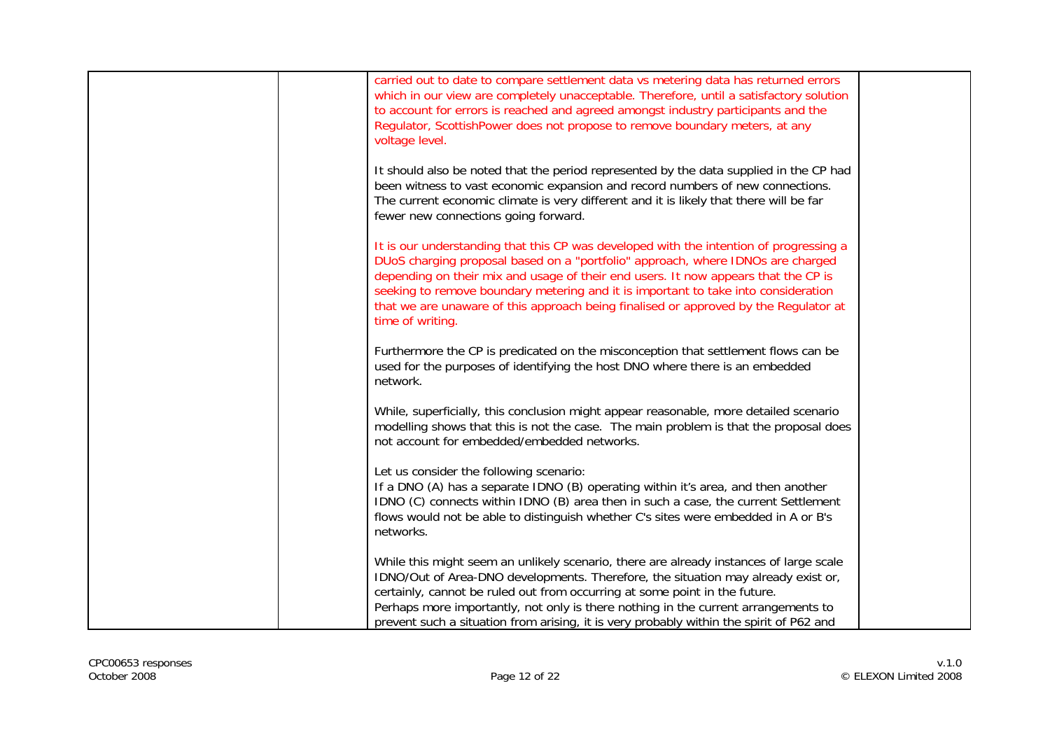| | | | |
|---|---|---|---|
| | | carried out to date to compare settlement data vs metering data has returned errors which in our view are completely unacceptable. Therefore, until a satisfactory solution to account for errors is reached and agreed amongst industry participants and the Regulator, ScottishPower does not propose to remove boundary meters, at any voltage level.<br><br>It should also be noted that the period represented by the data supplied in the CP had been witness to vast economic expansion and record numbers of new connections. The current economic climate is very different and it is likely that there will be far fewer new connections going forward.<br><br>It is our understanding that this CP was developed with the intention of progressing a DUoS charging proposal based on a "portfolio" approach, where IDNOs are charged depending on their mix and usage of their end users. It now appears that the CP is seeking to remove boundary metering and it is important to take into consideration that we are unaware of this approach being finalised or approved by the Regulator at time of writing.<br><br>Furthermore the CP is predicated on the misconception that settlement flows can be used for the purposes of identifying the host DNO where there is an embedded network.<br><br>While, superficially, this conclusion might appear reasonable, more detailed scenario modelling shows that this is not the case. The main problem is that the proposal does not account for embedded/embedded networks.<br><br>Let us consider the following scenario:<br>If a DNO (A) has a separate IDNO (B) operating within it's area, and then another IDNO (C) connects within IDNO (B) area then in such a case, the current Settlement flows would not be able to distinguish whether C's sites were embedded in A or B's networks.<br><br>While this might seem an unlikely scenario, there are already instances of large scale IDNO/Out of Area-DNO developments. Therefore, the situation may already exist or, certainly, cannot be ruled out from occurring at some point in the future.<br>Perhaps more importantly, not only is there nothing in the current arrangements to prevent such a situation from arising, it is very probably within the spirit of P62 and | |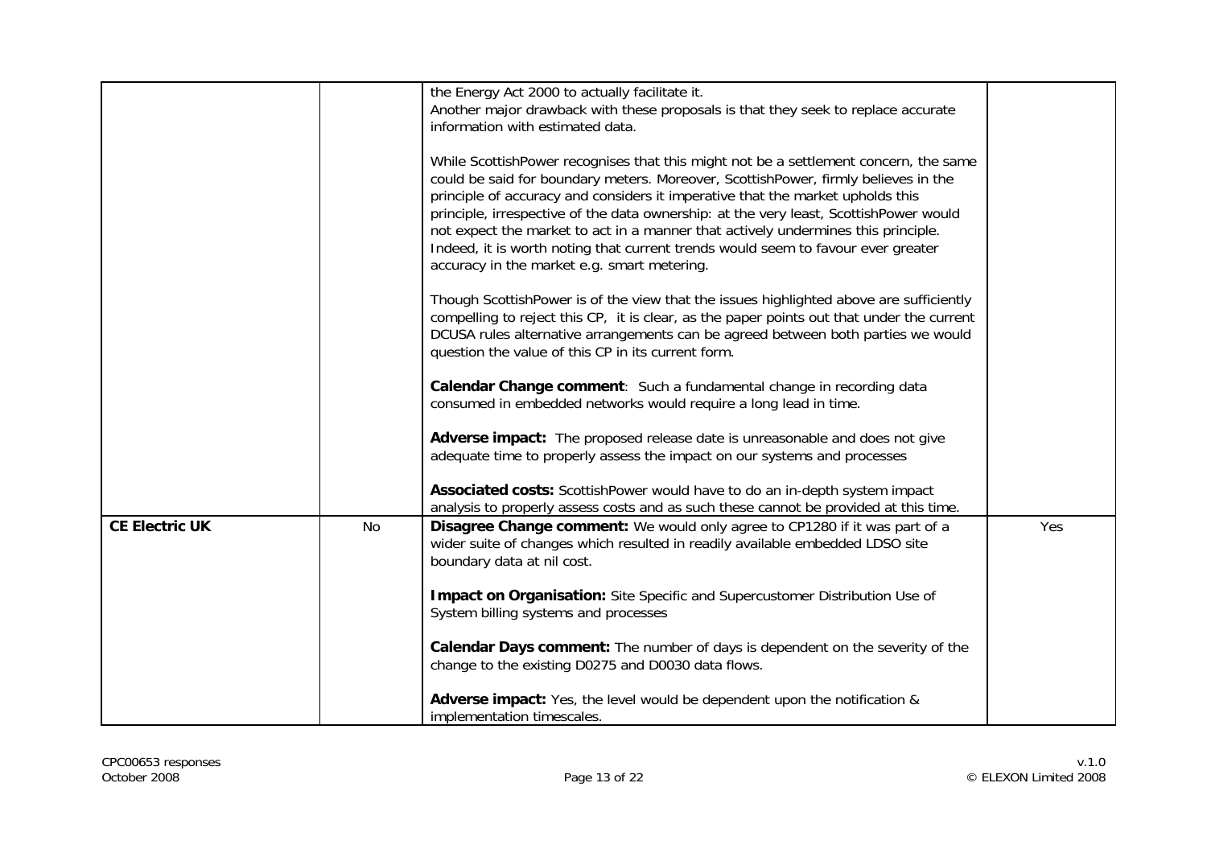| | | | |
|---|---|---|---|
| | | the Energy Act 2000 to actually facilitate it.<br>Another major drawback with these proposals is that they seek to replace accurate information with estimated data.<br><br>While ScottishPower recognises that this might not be a settlement concern, the same could be said for boundary meters. Moreover, ScottishPower, firmly believes in the principle of accuracy and considers it imperative that the market upholds this principle, irrespective of the data ownership: at the very least, ScottishPower would not expect the market to act in a manner that actively undermines this principle. Indeed, it is worth noting that current trends would seem to favour ever greater accuracy in the market e.g. smart metering.<br><br>Though ScottishPower is of the view that the issues highlighted above are sufficiently compelling to reject this CP, it is clear, as the paper points out that under the current DCUSA rules alternative arrangements can be agreed between both parties we would question the value of this CP in its current form.<br><br>**Calendar Change comment**: Such a fundamental change in recording data consumed in embedded networks would require a long lead in time.<br><br>**Adverse impact:** The proposed release date is unreasonable and does not give adequate time to properly assess the impact on our systems and processes<br><br>**Associated costs:** ScottishPower would have to do an in-depth system impact analysis to properly assess costs and as such these cannot be provided at this time. | |
| **CE Electric UK** | No | **Disagree Change comment:** We would only agree to CP1280 if it was part of a wider suite of changes which resulted in readily available embedded LDSO site boundary data at nil cost.<br><br>**Impact on Organisation:** Site Specific and Supercustomer Distribution Use of System billing systems and processes<br><br>**Calendar Days comment:** The number of days is dependent on the severity of the change to the existing D0275 and D0030 data flows.<br><br>**Adverse impact:** Yes, the level would be dependent upon the notification & implementation timescales. | Yes |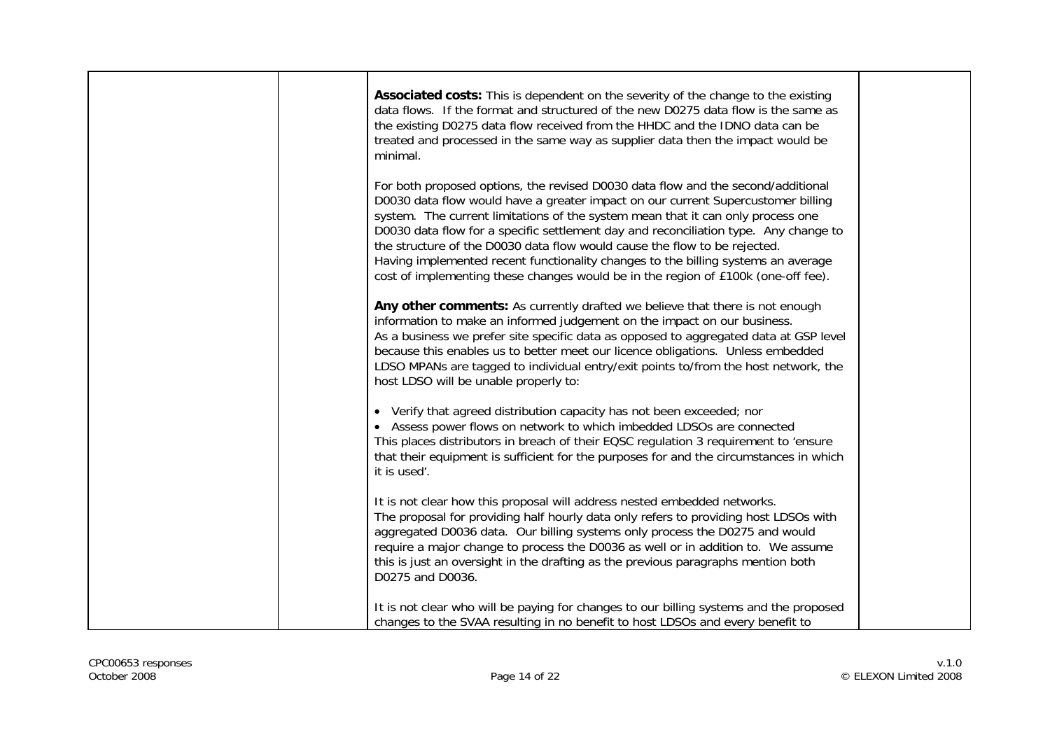| | | | |
|---|---|---|---|
| | | **Associated costs:** This is dependent on the severity of the change to the existing data flows. If the format and structured of the new D0275 data flow is the same as the existing D0275 data flow received from the HHDC and the IDNO data can be treated and processed in the same way as supplier data then the impact would be minimal.<br><br>For both proposed options, the revised D0030 data flow and the second/additional D0030 data flow would have a greater impact on our current Supercustomer billing system. The current limitations of the system mean that it can only process one D0030 data flow for a specific settlement day and reconciliation type. Any change to the structure of the D0030 data flow would cause the flow to be rejected.<br>Having implemented recent functionality changes to the billing systems an average cost of implementing these changes would be in the region of £100k (one-off fee).<br><br>**Any other comments:** As currently drafted we believe that there is not enough information to make an informed judgement on the impact on our business.<br>As a business we prefer site specific data as opposed to aggregated data at GSP level because this enables us to better meet our licence obligations. Unless embedded LDSO MPANs are tagged to individual entry/exit points to/from the host network, the host LDSO will be unable properly to:<br><br>• Verify that agreed distribution capacity has not been exceeded; nor<br>• Assess power flows on network to which imbedded LDSOs are connected<br>This places distributors in breach of their EQSC regulation 3 requirement to 'ensure that their equipment is sufficient for the purposes for and the circumstances in which it is used'.<br><br>It is not clear how this proposal will address nested embedded networks.<br>The proposal for providing half hourly data only refers to providing host LDSOs with aggregated D0036 data. Our billing systems only process the D0275 and would require a major change to process the D0036 as well or in addition to. We assume this is just an oversight in the drafting as the previous paragraphs mention both D0275 and D0036.<br><br>It is not clear who will be paying for changes to our billing systems and the proposed changes to the SVAA resulting in no benefit to host LDSOs and every benefit to | |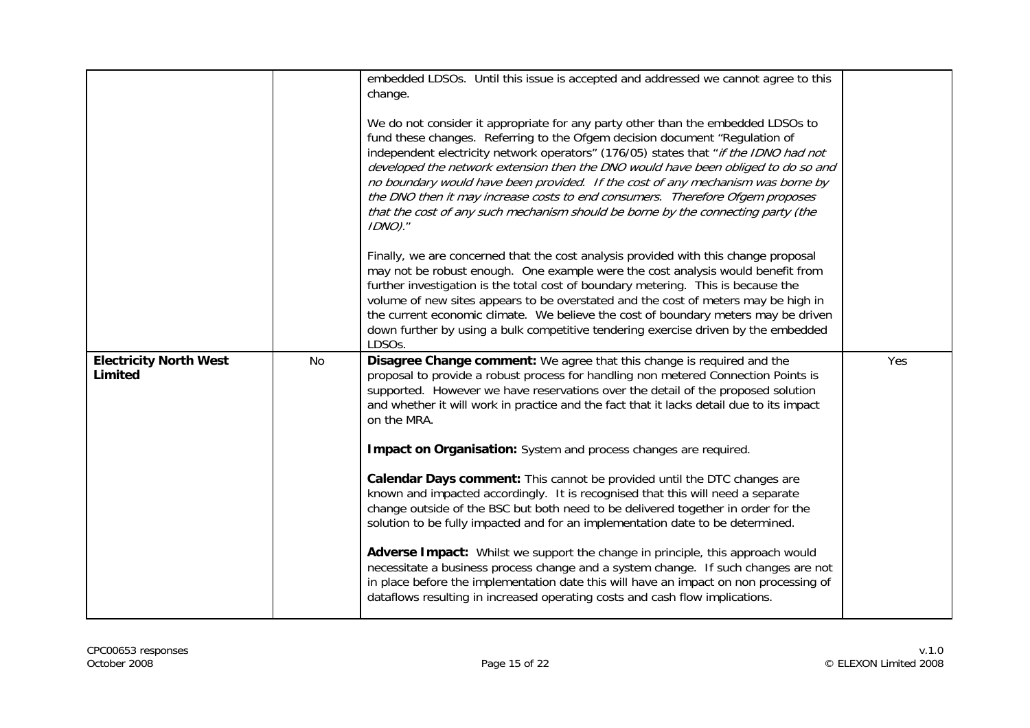| | | | |
|---|---|---|---|
| | | embedded LDSOs. Until this issue is accepted and addressed we cannot agree to this change.<br><br>We do not consider it appropriate for any party other than the embedded LDSOs to fund these changes. Referring to the Ofgem decision document "Regulation of independent electricity network operators" (176/05) states that "*if the IDNO had not developed the network extension then the DNO would have been obliged to do so and no boundary would have been provided. If the cost of any mechanism was borne by the DNO then it may increase costs to end consumers. Therefore Ofgem proposes that the cost of any such mechanism should be borne by the connecting party (the IDNO).*"<br><br>Finally, we are concerned that the cost analysis provided with this change proposal may not be robust enough. One example were the cost analysis would benefit from further investigation is the total cost of boundary metering. This is because the volume of new sites appears to be overstated and the cost of meters may be high in the current economic climate. We believe the cost of boundary meters may be driven down further by using a bulk competitive tendering exercise driven by the embedded LDSOs. | |
| **Electricity North West Limited** | No | **Disagree Change comment:** We agree that this change is required and the proposal to provide a robust process for handling non metered Connection Points is supported. However we have reservations over the detail of the proposed solution and whether it will work in practice and the fact that it lacks detail due to its impact on the MRA.<br><br>**Impact on Organisation:** System and process changes are required.<br><br>**Calendar Days comment:** This cannot be provided until the DTC changes are known and impacted accordingly. It is recognised that this will need a separate change outside of the BSC but both need to be delivered together in order for the solution to be fully impacted and for an implementation date to be determined.<br><br>**Adverse Impact:** Whilst we support the change in principle, this approach would necessitate a business process change and a system change. If such changes are not in place before the implementation date this will have an impact on non processing of dataflows resulting in increased operating costs and cash flow implications. | Yes |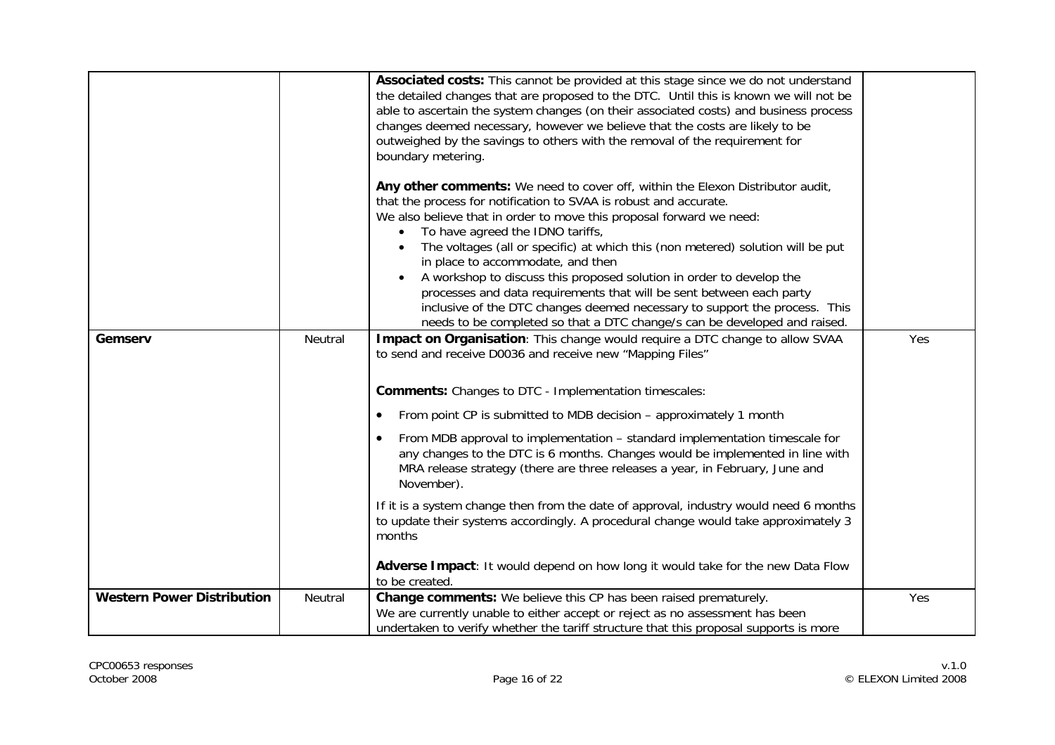|  |  |  |  |
|---|---|---|---|
|  |  | **Associated costs:** This cannot be provided at this stage since we do not understand the detailed changes that are proposed to the DTC. Until this is known we will not be able to ascertain the system changes (on their associated costs) and business process changes deemed necessary, however we believe that the costs are likely to be outweighed by the savings to others with the removal of the requirement for boundary metering.<br><br>**Any other comments:** We need to cover off, within the Elexon Distributor audit, that the process for notification to SVAA is robust and accurate.<br>We also believe that in order to move this proposal forward we need:<br>• To have agreed the IDNO tariffs,<br>• The voltages (all or specific) at which this (non metered) solution will be put in place to accommodate, and then<br>• A workshop to discuss this proposed solution in order to develop the processes and data requirements that will be sent between each party inclusive of the DTC changes deemed necessary to support the process. This needs to be completed so that a DTC change/s can be developed and raised. |  |
| **Gemserv** | Neutral | **Impact on Organisation**: This change would require a DTC change to allow SVAA to send and receive D0036 and receive new "Mapping Files"<br><br>**Comments:** Changes to DTC - Implementation timescales:<br>• From point CP is submitted to MDB decision – approximately 1 month<br>• From MDB approval to implementation – standard implementation timescale for any changes to the DTC is 6 months. Changes would be implemented in line with MRA release strategy (there are three releases a year, in February, June and November).<br><br>If it is a system change then from the date of approval, industry would need 6 months to update their systems accordingly. A procedural change would take approximately 3 months<br><br>**Adverse Impact**: It would depend on how long it would take for the new Data Flow to be created. | Yes |
| **Western Power Distribution** | Neutral | **Change comments:** We believe this CP has been raised prematurely.<br>We are currently unable to either accept or reject as no assessment has been undertaken to verify whether the tariff structure that this proposal supports is more | Yes |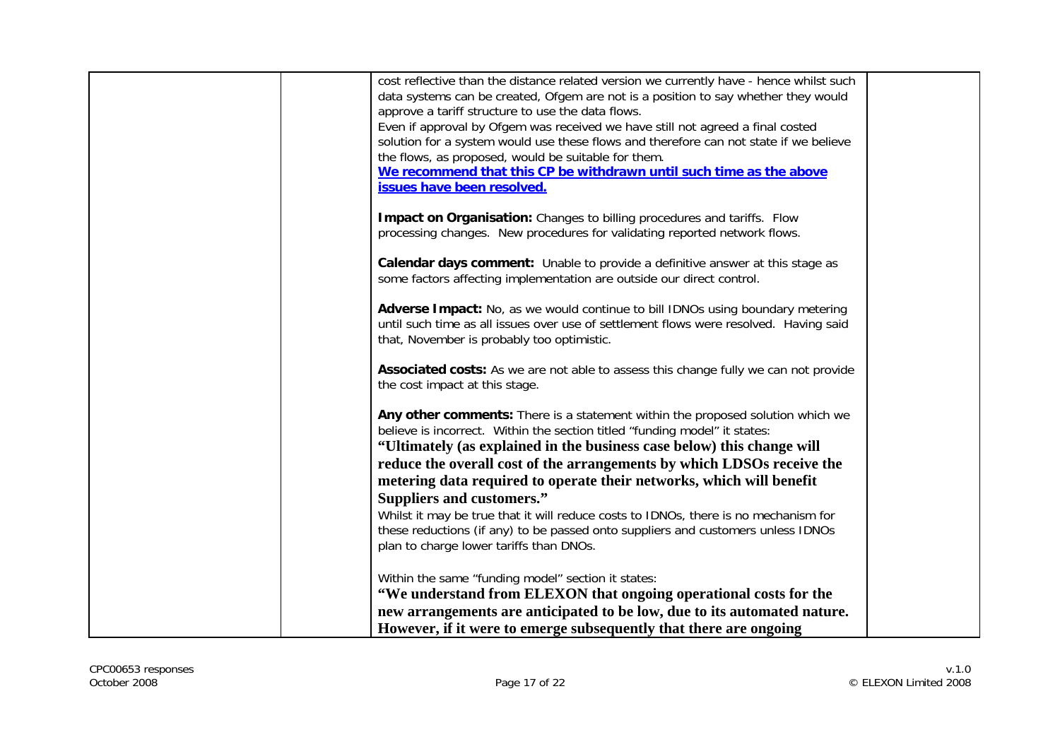| | | | |
|---|---|---|---|
| | | cost reflective than the distance related version we currently have - hence whilst such data systems can be created, Ofgem are not is a position to say whether they would approve a tariff structure to use the data flows.<br>Even if approval by Ofgem was received we have still not agreed a final costed solution for a system would use these flows and therefore can not state if we believe the flows, as proposed, would be suitable for them.<br>**We recommend that this CP be withdrawn until such time as the above issues have been resolved.**<br><br>**Impact on Organisation:** Changes to billing procedures and tariffs. Flow processing changes. New procedures for validating reported network flows.<br><br>**Calendar days comment:** Unable to provide a definitive answer at this stage as some factors affecting implementation are outside our direct control.<br><br>**Adverse Impact:** No, as we would continue to bill IDNOs using boundary metering until such time as all issues over use of settlement flows were resolved. Having said that, November is probably too optimistic.<br><br>**Associated costs:** As we are not able to assess this change fully we can not provide the cost impact at this stage.<br><br>**Any other comments:** There is a statement within the proposed solution which we believe is incorrect. Within the section titled "funding model" it states:<br>**"Ultimately (as explained in the business case below) this change will reduce the overall cost of the arrangements by which LDSOs receive the metering data required to operate their networks, which will benefit Suppliers and customers."**<br>Whilst it may be true that it will reduce costs to IDNOs, there is no mechanism for these reductions (if any) to be passed onto suppliers and customers unless IDNOs plan to charge lower tariffs than DNOs.<br><br>Within the same "funding model" section it states:<br>**"We understand from ELEXON that ongoing operational costs for the new arrangements are anticipated to be low, due to its automated nature. However, if it were to emerge subsequently that there are ongoing** | |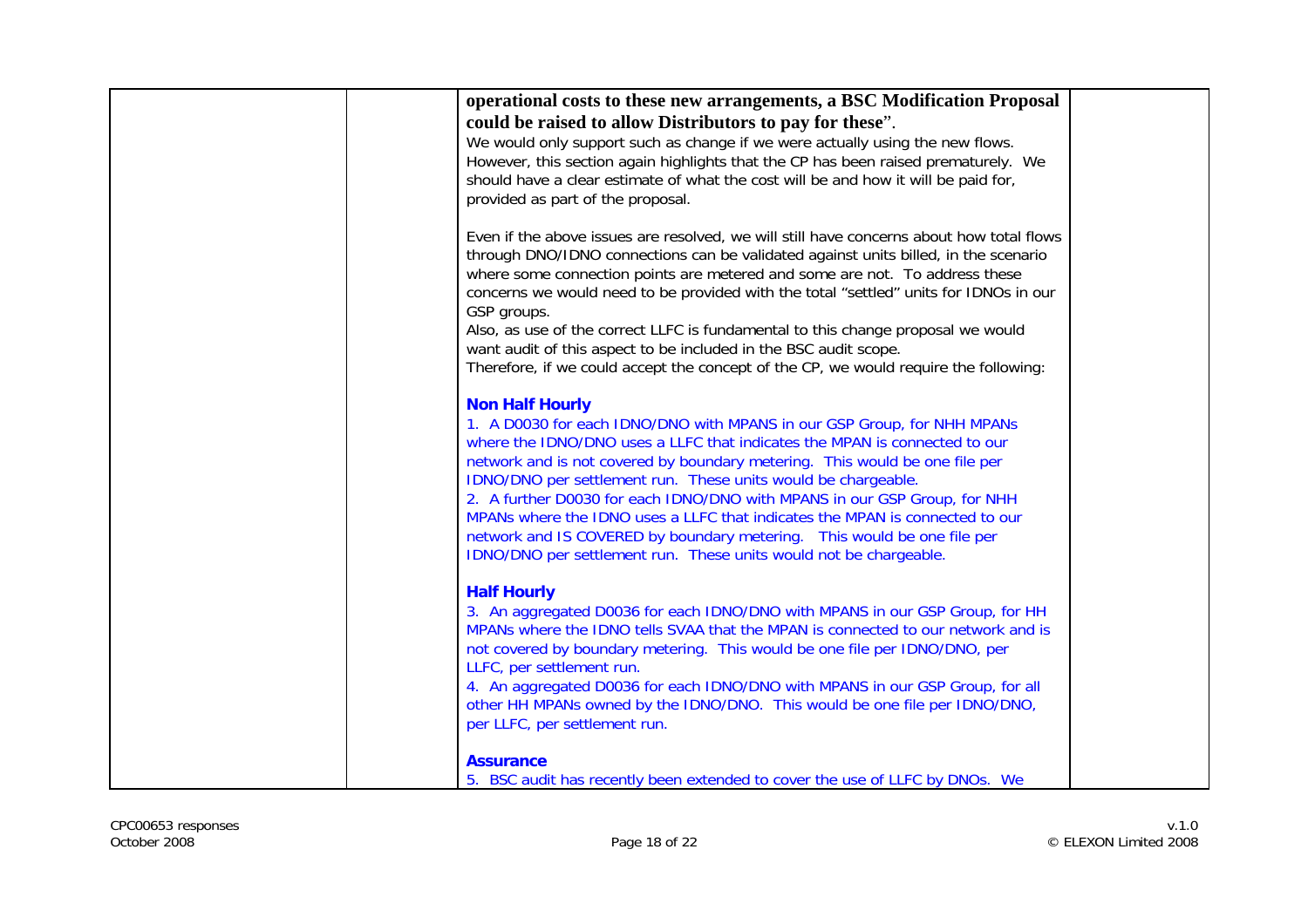| | | **operational costs to these new arrangements, a BSC Modification Proposal could be raised to allow Distributors to pay for these**".<br>We would only support such as change if we were actually using the new flows. However, this section again highlights that the CP has been raised prematurely. We should have a clear estimate of what the cost will be and how it will be paid for, provided as part of the proposal.<br><br>Even if the above issues are resolved, we will still have concerns about how total flows through DNO/IDNO connections can be validated against units billed, in the scenario where some connection points are metered and some are not. To address these concerns we would need to be provided with the total "settled" units for IDNOs in our GSP groups.<br>Also, as use of the correct LLFC is fundamental to this change proposal we would want audit of this aspect to be included in the BSC audit scope.<br>Therefore, if we could accept the concept of the CP, we would require the following:<br><br>**Non Half Hourly**<br>1. A D0030 for each IDNO/DNO with MPANS in our GSP Group, for NHH MPANs where the IDNO/DNO uses a LLFC that indicates the MPAN is connected to our network and is not covered by boundary metering. This would be one file per IDNO/DNO per settlement run. These units would be chargeable.<br>2. A further D0030 for each IDNO/DNO with MPANS in our GSP Group, for NHH MPANs where the IDNO uses a LLFC that indicates the MPAN is connected to our network and IS COVERED by boundary metering. This would be one file per IDNO/DNO per settlement run. These units would not be chargeable.<br><br>**Half Hourly**<br>3. An aggregated D0036 for each IDNO/DNO with MPANS in our GSP Group, for HH MPANs where the IDNO tells SVAA that the MPAN is connected to our network and is not covered by boundary metering. This would be one file per IDNO/DNO, per LLFC, per settlement run.<br>4. An aggregated D0036 for each IDNO/DNO with MPANS in our GSP Group, for all other HH MPANs owned by the IDNO/DNO. This would be one file per IDNO/DNO, per LLFC, per settlement run.<br><br>**Assurance**<br>5. BSC audit has recently been extended to cover the use of LLFC by DNOs. We | |
|---|---|---|---|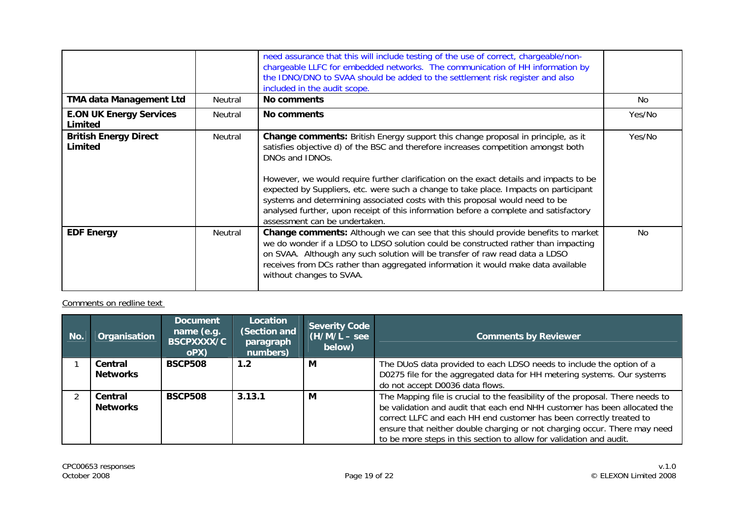| | | | |
|---|---|---|---|
| | | need assurance that this will include testing of the use of correct, chargeable/non-chargeable LLFC for embedded networks. The communication of HH information by the IDNO/DNO to SVAA should be added to the settlement risk register and also included in the audit scope. | |
| **TMA data Management Ltd** | Neutral | **No comments** | No |
| **E.ON UK Energy Services Limited** | Neutral | **No comments** | Yes/No |
| **British Energy Direct Limited** | Neutral | **Change comments:** British Energy support this change proposal in principle, as it satisfies objective d) of the BSC and therefore increases competition amongst both DNOs and IDNOs.<br><br>However, we would require further clarification on the exact details and impacts to be expected by Suppliers, etc. were such a change to take place. Impacts on participant systems and determining associated costs with this proposal would need to be analysed further, upon receipt of this information before a complete and satisfactory assessment can be undertaken. | Yes/No |
| **EDF Energy** | Neutral | **Change comments:** Although we can see that this should provide benefits to market we do wonder if a LDSO to LDSO solution could be constructed rather than impacting on SVAA. Although any such solution will be transfer of raw read data a LDSO receives from DCs rather than aggregated information it would make data available without changes to SVAA. | No |

Comments on redline text

| No. | Organisation | Document name (e.g. BSCPXXXX/CoPX) | Location (Section and paragraph numbers) | Severity Code (H/M/L – see below) | Comments by Reviewer |
|---|---|---|---|---|---|
| 1 | **Central Networks** | **BSCP508** | **1.2** | **M** | The DUoS data provided to each LDSO needs to include the option of a D0275 file for the aggregated data for HH metering systems. Our systems do not accept D0036 data flows. |
| 2 | **Central Networks** | **BSCP508** | **3.13.1** | **M** | The Mapping file is crucial to the feasibility of the proposal. There needs to be validation and audit that each end NHH customer has been allocated the correct LLFC and each HH end customer has been correctly treated to ensure that neither double charging or not charging occur. There may need to be more steps in this section to allow for validation and audit. |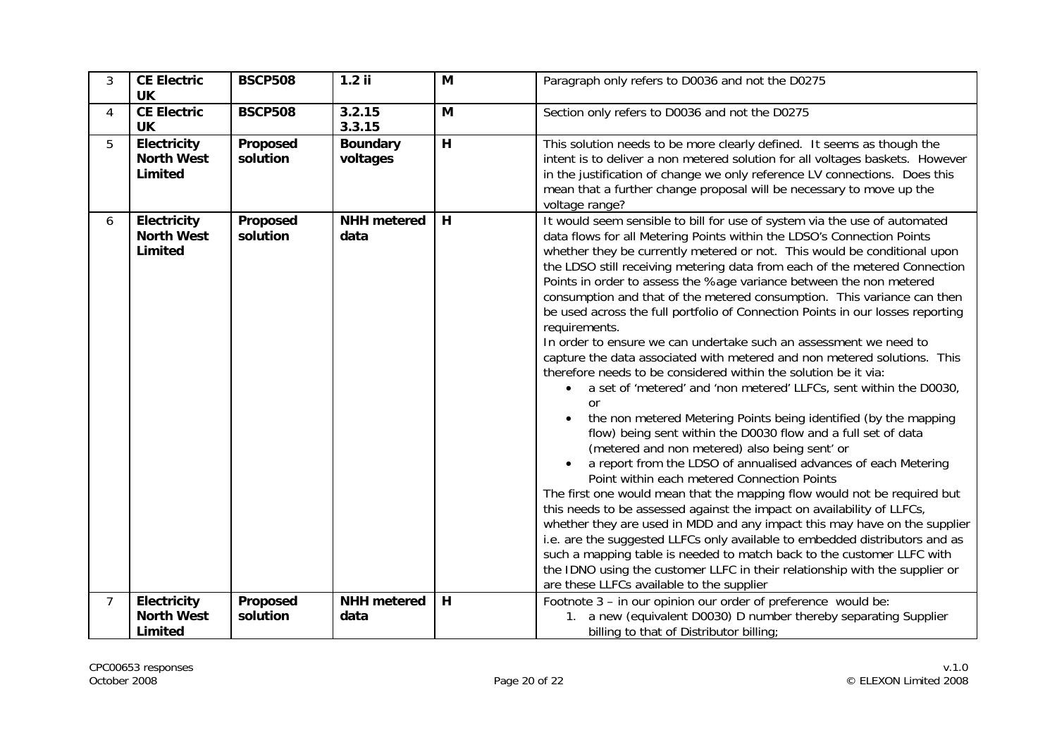| 3 | **CE Electric UK** | **BSCP508** | **1.2 ii** | **M** | Paragraph only refers to D0036 and not the D0275 |
|---|---|---|---|---|---|
| 4 | **CE Electric UK** | **BSCP508** | **3.2.15 3.3.15** | **M** | Section only refers to D0036 and not the D0275 |
| 5 | **Electricity North West Limited** | **Proposed solution** | **Boundary voltages** | **H** | This solution needs to be more clearly defined. It seems as though the intent is to deliver a non metered solution for all voltages baskets. However in the justification of change we only reference LV connections. Does this mean that a further change proposal will be necessary to move up the voltage range? |
| 6 | **Electricity North West Limited** | **Proposed solution** | **NHH metered data** | **H** | It would seem sensible to bill for use of system via the use of automated data flows for all Metering Points within the LDSO's Connection Points whether they be currently metered or not. This would be conditional upon the LDSO still receiving metering data from each of the metered Connection Points in order to assess the %age variance between the non metered consumption and that of the metered consumption. This variance can then be used across the full portfolio of Connection Points in our losses reporting requirements.<br>In order to ensure we can undertake such an assessment we need to capture the data associated with metered and non metered solutions. This therefore needs to be considered within the solution be it via:<br>• a set of 'metered' and 'non metered' LLFCs, sent within the D0030, or<br>• the non metered Metering Points being identified (by the mapping flow) being sent within the D0030 flow and a full set of data (metered and non metered) also being sent' or<br>• a report from the LDSO of annualised advances of each Metering Point within each metered Connection Points<br>The first one would mean that the mapping flow would not be required but this needs to be assessed against the impact on availability of LLFCs, whether they are used in MDD and any impact this may have on the supplier i.e. are the suggested LLFCs only available to embedded distributors and as such a mapping table is needed to match back to the customer LLFC with the IDNO using the customer LLFC in their relationship with the supplier or are these LLFCs available to the supplier |
| 7 | **Electricity North West Limited** | **Proposed solution** | **NHH metered data** | **H** | Footnote 3 – in our opinion our order of preference would be:<br>1. a new (equivalent D0030) D number thereby separating Supplier billing to that of Distributor billing; |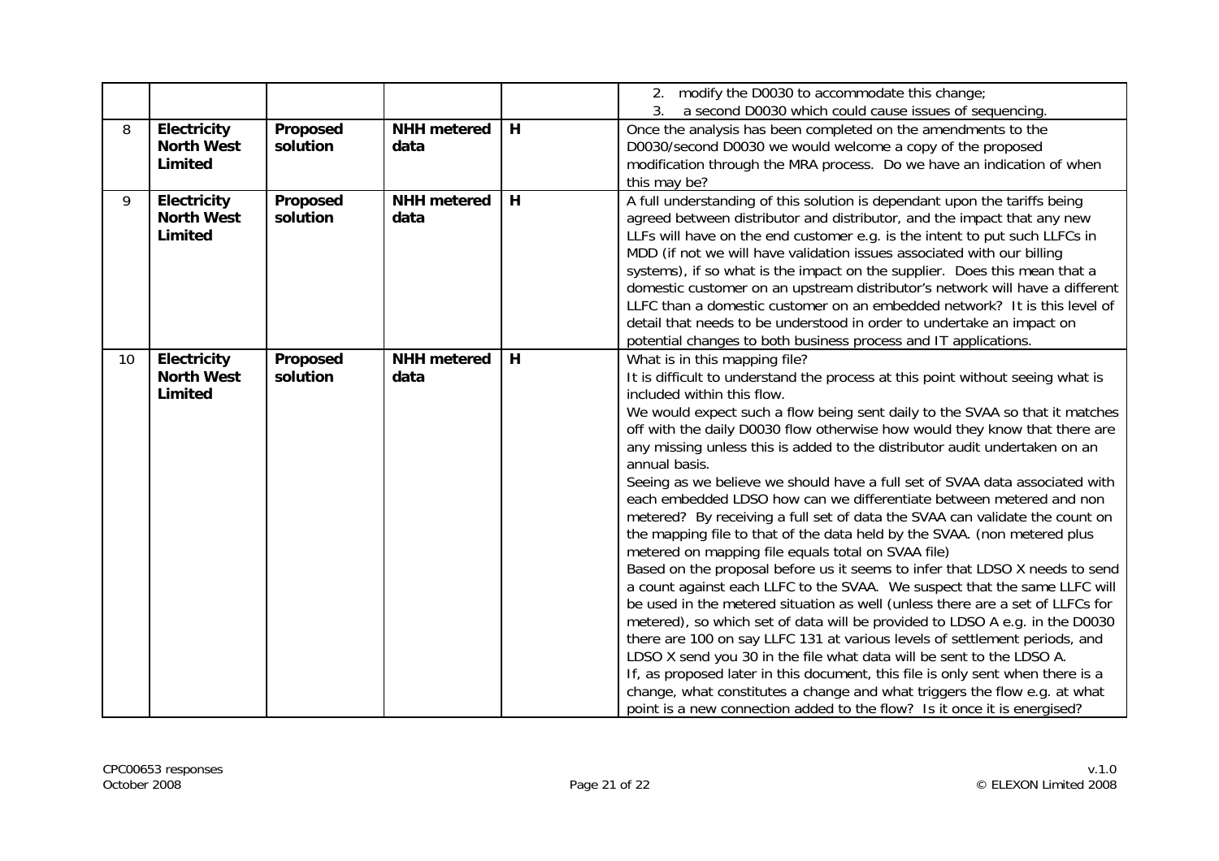| | | | | | |
|---|---|---|---|---|---|
| | | | | | 2. modify the D0030 to accommodate this change;<br>3. a second D0030 which could cause issues of sequencing. |
| 8 | **Electricity North West Limited** | **Proposed solution** | **NHH metered data** | **H** | Once the analysis has been completed on the amendments to the D0030/second D0030 we would welcome a copy of the proposed modification through the MRA process. Do we have an indication of when this may be? |
| 9 | **Electricity North West Limited** | **Proposed solution** | **NHH metered data** | **H** | A full understanding of this solution is dependant upon the tariffs being agreed between distributor and distributor, and the impact that any new LLFs will have on the end customer e.g. is the intent to put such LLFCs in MDD (if not we will have validation issues associated with our billing systems), if so what is the impact on the supplier. Does this mean that a domestic customer on an upstream distributor's network will have a different LLFC than a domestic customer on an embedded network? It is this level of detail that needs to be understood in order to undertake an impact on potential changes to both business process and IT applications. |
| 10 | **Electricity North West Limited** | **Proposed solution** | **NHH metered data** | **H** | What is in this mapping file?<br>It is difficult to understand the process at this point without seeing what is included within this flow.<br>We would expect such a flow being sent daily to the SVAA so that it matches off with the daily D0030 flow otherwise how would they know that there are any missing unless this is added to the distributor audit undertaken on an annual basis.<br>Seeing as we believe we should have a full set of SVAA data associated with each embedded LDSO how can we differentiate between metered and non metered? By receiving a full set of data the SVAA can validate the count on the mapping file to that of the data held by the SVAA. (non metered plus metered on mapping file equals total on SVAA file)<br>Based on the proposal before us it seems to infer that LDSO X needs to send a count against each LLFC to the SVAA. We suspect that the same LLFC will be used in the metered situation as well (unless there are a set of LLFCs for metered), so which set of data will be provided to LDSO A e.g. in the D0030 there are 100 on say LLFC 131 at various levels of settlement periods, and LDSO X send you 30 in the file what data will be sent to the LDSO A.<br>If, as proposed later in this document, this file is only sent when there is a change, what constitutes a change and what triggers the flow e.g. at what point is a new connection added to the flow? Is it once it is energised? |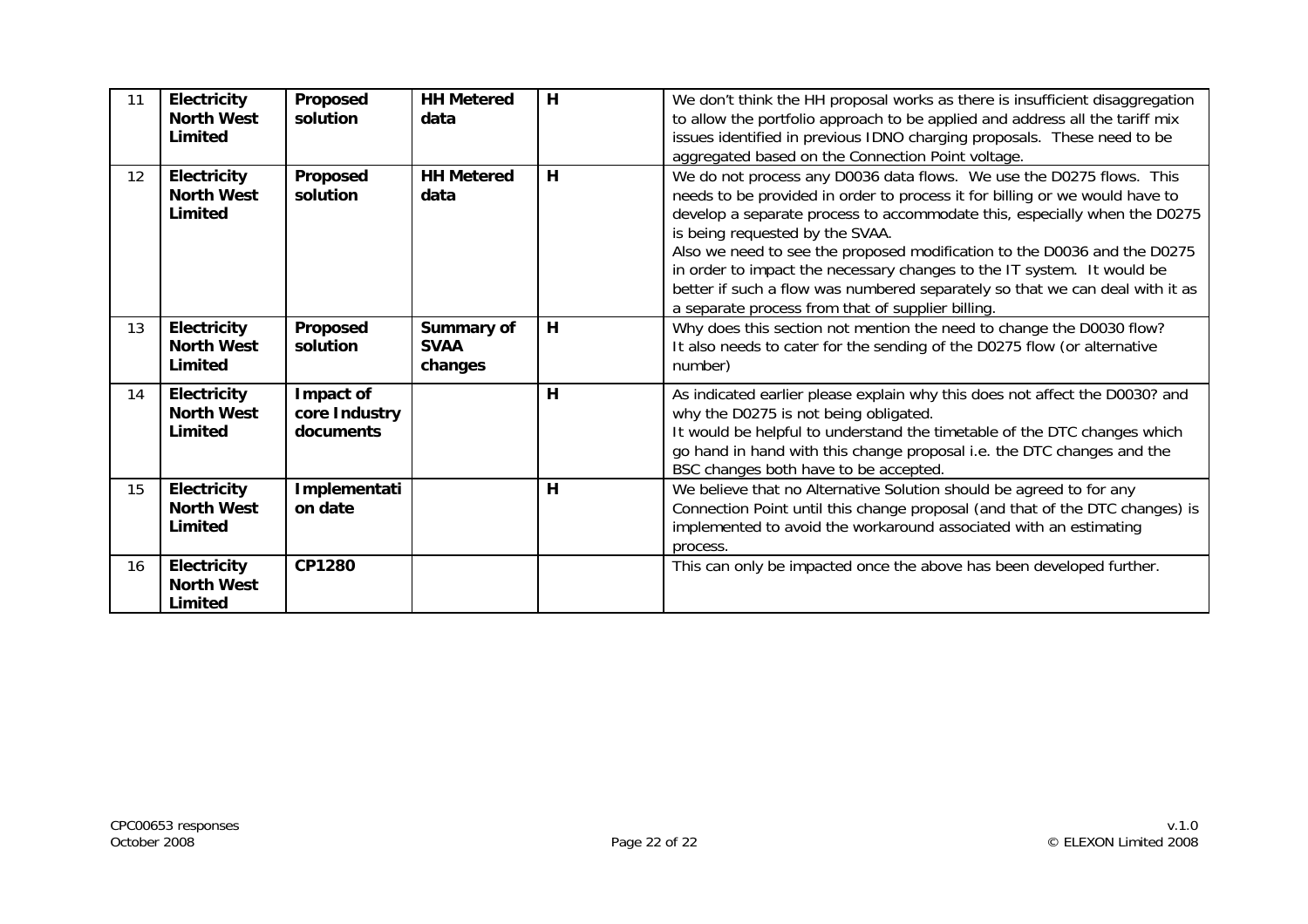| | | | | | |
|---|---|---|---|---|---|
| 11 | **Electricity North West Limited** | **Proposed solution** | **HH Metered data** | **H** | We don't think the HH proposal works as there is insufficient disaggregation to allow the portfolio approach to be applied and address all the tariff mix issues identified in previous IDNO charging proposals. These need to be aggregated based on the Connection Point voltage. |
| 12 | **Electricity North West Limited** | **Proposed solution** | **HH Metered data** | **H** | We do not process any D0036 data flows. We use the D0275 flows. This needs to be provided in order to process it for billing or we would have to develop a separate process to accommodate this, especially when the D0275 is being requested by the SVAA.<br>Also we need to see the proposed modification to the D0036 and the D0275 in order to impact the necessary changes to the IT system. It would be better if such a flow was numbered separately so that we can deal with it as a separate process from that of supplier billing. |
| 13 | **Electricity North West Limited** | **Proposed solution** | **Summary of SVAA changes** | **H** | Why does this section not mention the need to change the D0030 flow?<br>It also needs to cater for the sending of the D0275 flow (or alternative number) |
| 14 | **Electricity North West Limited** | **Impact of core Industry documents** | | **H** | As indicated earlier please explain why this does not affect the D0030? and why the D0275 is not being obligated.<br>It would be helpful to understand the timetable of the DTC changes which go hand in hand with this change proposal i.e. the DTC changes and the BSC changes both have to be accepted. |
| 15 | **Electricity North West Limited** | **Implementation date** | | **H** | We believe that no Alternative Solution should be agreed to for any Connection Point until this change proposal (and that of the DTC changes) is implemented to avoid the workaround associated with an estimating process. |
| 16 | **Electricity North West Limited** | **CP1280** | | | This can only be impacted once the above has been developed further. |